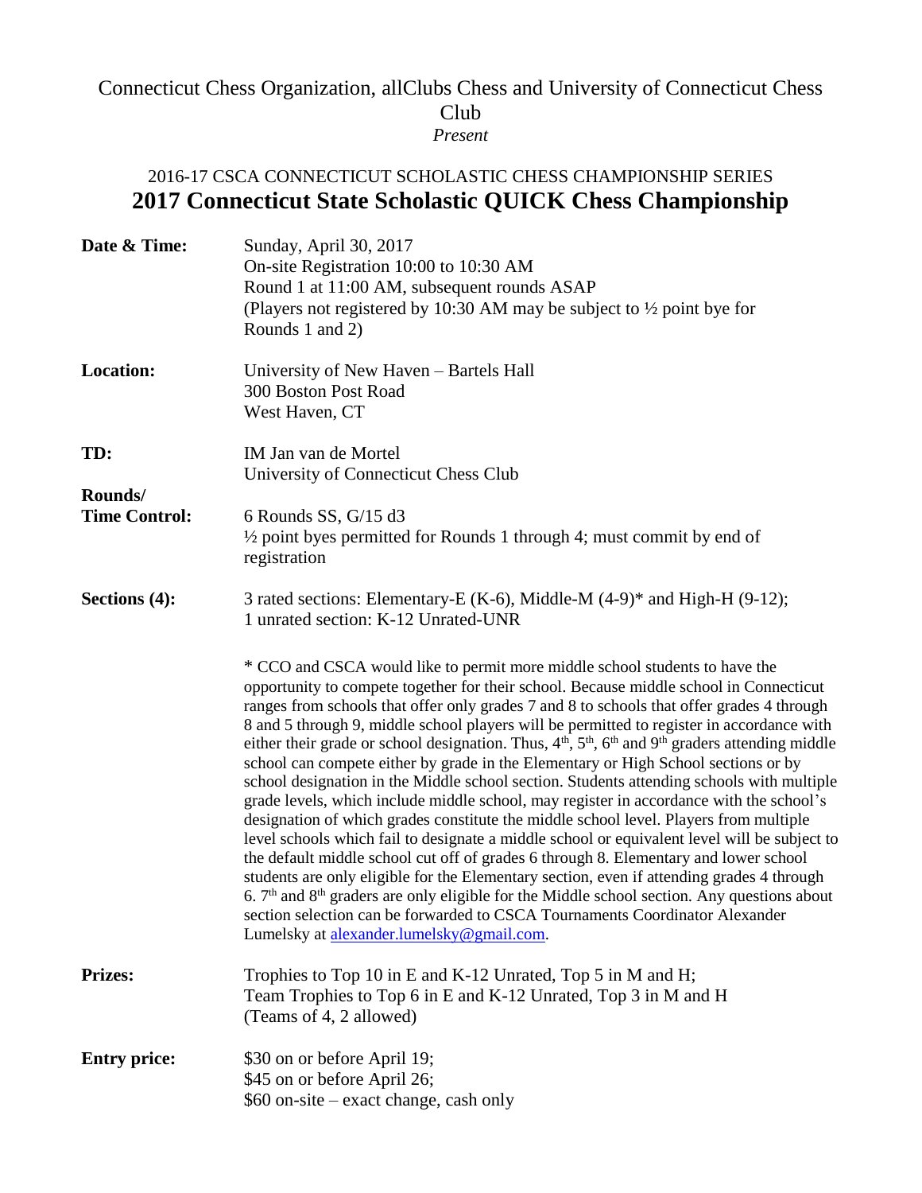Connecticut Chess Organization, allClubs Chess and University of Connecticut Chess Club

*Present*

2016-17 CSCA CONNECTICUT SCHOLASTIC CHESS CHAMPIONSHIP SERIES

# 2017 Connecticut State Scholastic QUICK Chess Championship

**Date & Time:** Sunday, April 30, 2017
On-site Registration 10:00 to 10:30 AM
Round 1 at 11:00 AM, subsequent rounds ASAP
(Players not registered by 10:30 AM may be subject to ½ point bye for Rounds 1 and 2)

**Location:** University of New Haven – Bartels Hall
300 Boston Post Road
West Haven, CT

**TD:** IM Jan van de Mortel
University of Connecticut Chess Club

**Rounds/ Time Control:** 6 Rounds SS, G/15 d3
½ point byes permitted for Rounds 1 through 4; must commit by end of registration

**Sections (4):** 3 rated sections: Elementary-E (K-6), Middle-M (4-9)* and High-H (9-12);
1 unrated section: K-12 Unrated-UNR

\* CCO and CSCA would like to permit more middle school students to have the opportunity to compete together for their school. Because middle school in Connecticut ranges from schools that offer only grades 7 and 8 to schools that offer grades 4 through 8 and 5 through 9, middle school players will be permitted to register in accordance with either their grade or school designation. Thus, 4th, 5th, 6th and 9th graders attending middle school can compete either by grade in the Elementary or High School sections or by school designation in the Middle school section. Students attending schools with multiple grade levels, which include middle school, may register in accordance with the school's designation of which grades constitute the middle school level. Players from multiple level schools which fail to designate a middle school or equivalent level will be subject to the default middle school cut off of grades 6 through 8. Elementary and lower school students are only eligible for the Elementary section, even if attending grades 4 through 6. 7th and 8th graders are only eligible for the Middle school section. Any questions about section selection can be forwarded to CSCA Tournaments Coordinator Alexander Lumelsky at alexander.lumelsky@gmail.com.

**Prizes:** Trophies to Top 10 in E and K-12 Unrated, Top 5 in M and H;
Team Trophies to Top 6 in E and K-12 Unrated, Top 3 in M and H
(Teams of 4, 2 allowed)

**Entry price:** $30 on or before April 19;
$45 on or before April 26;
$60 on-site – exact change, cash only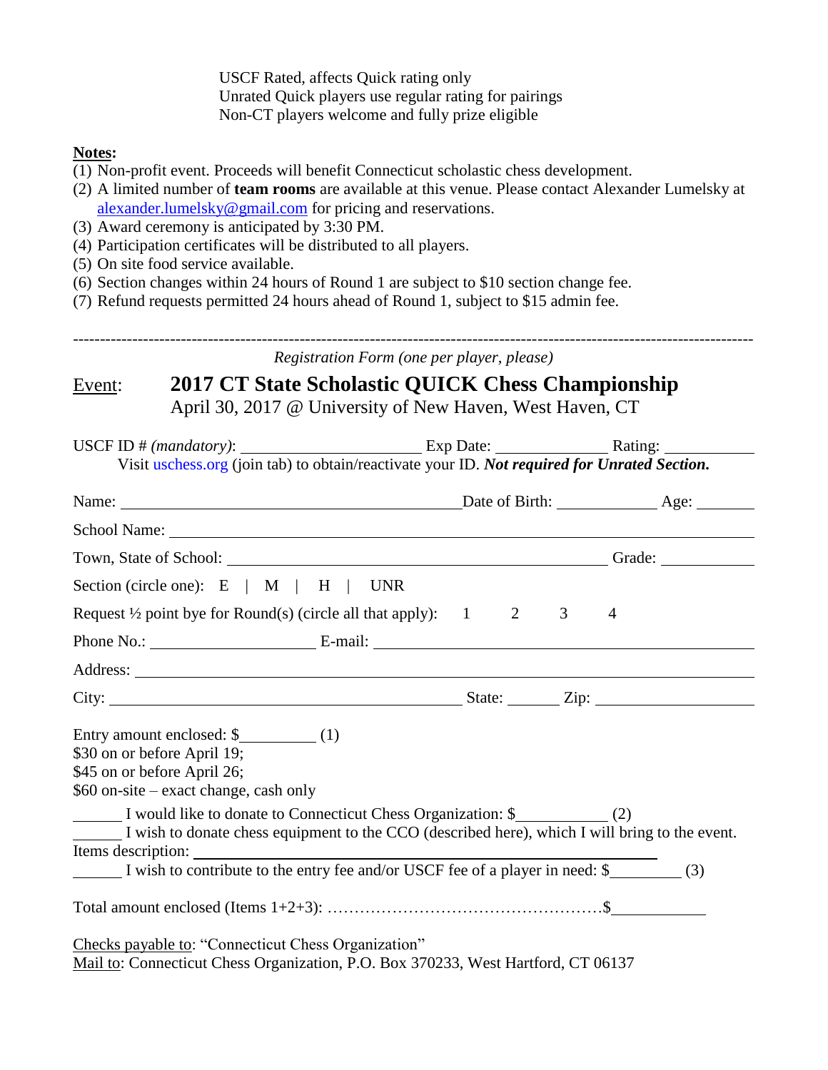USCF Rated, affects Quick rating only
Unrated Quick players use regular rating for pairings
Non-CT players welcome and fully prize eligible

**Notes:**

(1) Non-profit event. Proceeds will benefit Connecticut scholastic chess development.
(2) A limited number of **team rooms** are available at this venue. Please contact Alexander Lumelsky at alexander.lumelsky@gmail.com for pricing and reservations.
(3) Award ceremony is anticipated by 3:30 PM.
(4) Participation certificates will be distributed to all players.
(5) On site food service available.
(6) Section changes within 24 hours of Round 1 are subject to $10 section change fee.
(7) Refund requests permitted 24 hours ahead of Round 1, subject to $15 admin fee.

---

*Registration Form (one per player, please)*

Event: **2017 CT State Scholastic QUICK Chess Championship**
April 30, 2017 @ University of New Haven, West Haven, CT

USCF ID # *(mandatory)*: ____________________ Exp Date: ____________ Rating: __________
Visit uschess.org (join tab) to obtain/reactivate your ID. ***Not required for Unrated Section.***

Name: ________________________________________ Date of Birth: ____________ Age: ______

School Name: ____________________________________________________________

Town, State of School: ____________________________________________ Grade: __________

Section (circle one): E | M | H | UNR

Request ½ point bye for Round(s) (circle all that apply): 1 2 3 4

Phone No.: __________________ E-mail: ____________________________________________

Address: ______________________________________________________________

City: ________________________________________ State: ______ Zip: ________________

Entry amount enclosed: $_________ (1)
$30 on or before April 19;
$45 on or before April 26;
$60 on-site – exact change, cash only

_____ I would like to donate to Connecticut Chess Organization: $__________ (2)
_____ I wish to donate chess equipment to the CCO (described here), which I will bring to the event.
Items description: ____________________________________________________
_____ I wish to contribute to the entry fee and/or USCF fee of a player in need: $________ (3)

Total amount enclosed (Items 1+2+3): ……………………………………………$__________

Checks payable to: "Connecticut Chess Organization"
Mail to: Connecticut Chess Organization, P.O. Box 370233, West Hartford, CT 06137